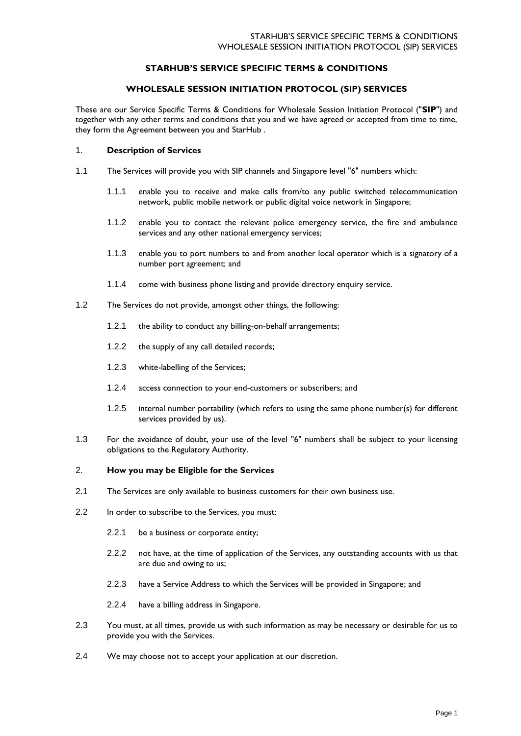# STARHUB'S SERVICE SPECIFIC TERMS & CONDITIONS

## WHOLESALE SESSION INITIATION PROTOCOL (SIP) SERVICES

These are our Service Specific Terms & Conditions for Wholesale Session Initiation Protocol ("**SIP**") and together with any other terms and conditions that you and we have agreed or accepted from time to time, they form the Agreement between you and StarHub .

### 1. Description of Services

1.1 The Services will provide you with SIP channels and Singapore level "6" numbers which:

1.1.1 enable you to receive and make calls from/to any public switched telecommunication network, public mobile network or public digital voice network in Singapore;

1.1.2 enable you to contact the relevant police emergency service, the fire and ambulance services and any other national emergency services;

1.1.3 enable you to port numbers to and from another local operator which is a signatory of a number port agreement; and

1.1.4 come with business phone listing and provide directory enquiry service.

1.2 The Services do not provide, amongst other things, the following:

1.2.1 the ability to conduct any billing-on-behalf arrangements;

1.2.2 the supply of any call detailed records;

1.2.3 white-labelling of the Services;

1.2.4 access connection to your end-customers or subscribers; and

1.2.5 internal number portability (which refers to using the same phone number(s) for different services provided by us).

1.3 For the avoidance of doubt, your use of the level "6" numbers shall be subject to your licensing obligations to the Regulatory Authority.

### 2. How you may be Eligible for the Services

2.1 The Services are only available to business customers for their own business use.

2.2 In order to subscribe to the Services, you must:

2.2.1 be a business or corporate entity;

2.2.2 not have, at the time of application of the Services, any outstanding accounts with us that are due and owing to us;

2.2.3 have a Service Address to which the Services will be provided in Singapore; and

2.2.4 have a billing address in Singapore.

2.3 You must, at all times, provide us with such information as may be necessary or desirable for us to provide you with the Services.

2.4 We may choose not to accept your application at our discretion.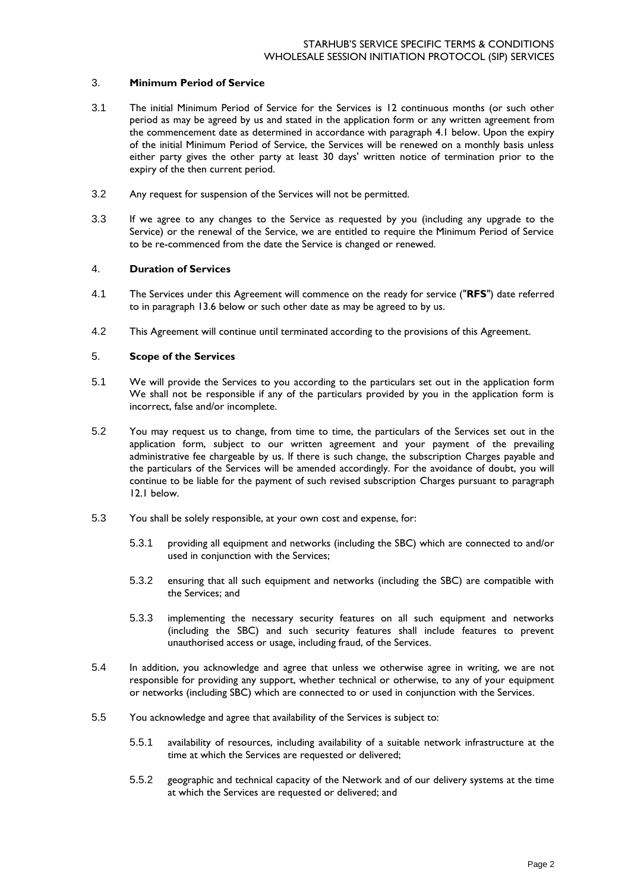## 3. Minimum Period of Service

3.1 The initial Minimum Period of Service for the Services is 12 continuous months (or such other period as may be agreed by us and stated in the application form or any written agreement from the commencement date as determined in accordance with paragraph 4.1 below. Upon the expiry of the initial Minimum Period of Service, the Services will be renewed on a monthly basis unless either party gives the other party at least 30 days' written notice of termination prior to the expiry of the then current period.

3.2 Any request for suspension of the Services will not be permitted.

3.3 If we agree to any changes to the Service as requested by you (including any upgrade to the Service) or the renewal of the Service, we are entitled to require the Minimum Period of Service to be re-commenced from the date the Service is changed or renewed.

## 4. Duration of Services

4.1 The Services under this Agreement will commence on the ready for service ("**RFS**") date referred to in paragraph 13.6 below or such other date as may be agreed to by us.

4.2 This Agreement will continue until terminated according to the provisions of this Agreement.

## 5. Scope of the Services

5.1 We will provide the Services to you according to the particulars set out in the application form We shall not be responsible if any of the particulars provided by you in the application form is incorrect, false and/or incomplete.

5.2 You may request us to change, from time to time, the particulars of the Services set out in the application form, subject to our written agreement and your payment of the prevailing administrative fee chargeable by us. If there is such change, the subscription Charges payable and the particulars of the Services will be amended accordingly. For the avoidance of doubt, you will continue to be liable for the payment of such revised subscription Charges pursuant to paragraph 12.1 below.

5.3 You shall be solely responsible, at your own cost and expense, for:

5.3.1 providing all equipment and networks (including the SBC) which are connected to and/or used in conjunction with the Services;

5.3.2 ensuring that all such equipment and networks (including the SBC) are compatible with the Services; and

5.3.3 implementing the necessary security features on all such equipment and networks (including the SBC) and such security features shall include features to prevent unauthorised access or usage, including fraud, of the Services.

5.4 In addition, you acknowledge and agree that unless we otherwise agree in writing, we are not responsible for providing any support, whether technical or otherwise, to any of your equipment or networks (including SBC) which are connected to or used in conjunction with the Services.

5.5 You acknowledge and agree that availability of the Services is subject to:

5.5.1 availability of resources, including availability of a suitable network infrastructure at the time at which the Services are requested or delivered;

5.5.2 geographic and technical capacity of the Network and of our delivery systems at the time at which the Services are requested or delivered; and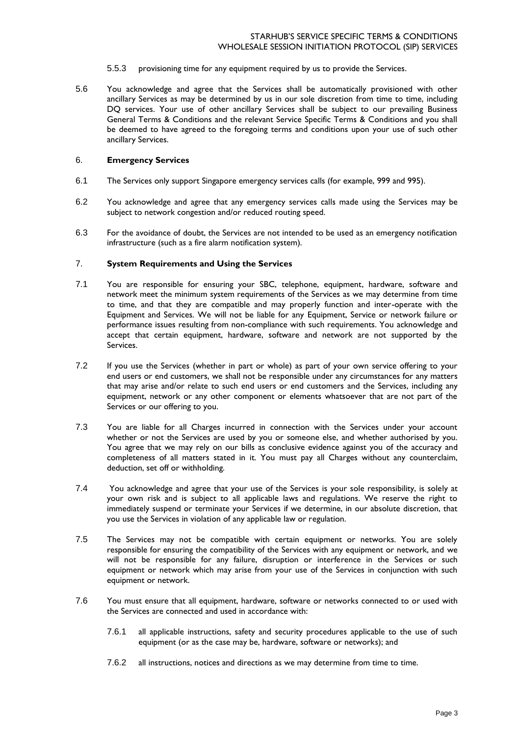5.5.3 provisioning time for any equipment required by us to provide the Services.

5.6 You acknowledge and agree that the Services shall be automatically provisioned with other ancillary Services as may be determined by us in our sole discretion from time to time, including DQ services. Your use of other ancillary Services shall be subject to our prevailing Business General Terms & Conditions and the relevant Service Specific Terms & Conditions and you shall be deemed to have agreed to the foregoing terms and conditions upon your use of such other ancillary Services.

## 6. **Emergency Services**

6.1 The Services only support Singapore emergency services calls (for example, 999 and 995).

6.2 You acknowledge and agree that any emergency services calls made using the Services may be subject to network congestion and/or reduced routing speed.

6.3 For the avoidance of doubt, the Services are not intended to be used as an emergency notification infrastructure (such as a fire alarm notification system).

## 7. **System Requirements and Using the Services**

7.1 You are responsible for ensuring your SBC, telephone, equipment, hardware, software and network meet the minimum system requirements of the Services as we may determine from time to time, and that they are compatible and may properly function and inter-operate with the Equipment and Services. We will not be liable for any Equipment, Service or network failure or performance issues resulting from non-compliance with such requirements. You acknowledge and accept that certain equipment, hardware, software and network are not supported by the Services.

7.2 If you use the Services (whether in part or whole) as part of your own service offering to your end users or end customers, we shall not be responsible under any circumstances for any matters that may arise and/or relate to such end users or end customers and the Services, including any equipment, network or any other component or elements whatsoever that are not part of the Services or our offering to you.

7.3 You are liable for all Charges incurred in connection with the Services under your account whether or not the Services are used by you or someone else, and whether authorised by you. You agree that we may rely on our bills as conclusive evidence against you of the accuracy and completeness of all matters stated in it. You must pay all Charges without any counterclaim, deduction, set off or withholding.

7.4 You acknowledge and agree that your use of the Services is your sole responsibility, is solely at your own risk and is subject to all applicable laws and regulations. We reserve the right to immediately suspend or terminate your Services if we determine, in our absolute discretion, that you use the Services in violation of any applicable law or regulation.

7.5 The Services may not be compatible with certain equipment or networks. You are solely responsible for ensuring the compatibility of the Services with any equipment or network, and we will not be responsible for any failure, disruption or interference in the Services or such equipment or network which may arise from your use of the Services in conjunction with such equipment or network.

7.6 You must ensure that all equipment, hardware, software or networks connected to or used with the Services are connected and used in accordance with:

7.6.1 all applicable instructions, safety and security procedures applicable to the use of such equipment (or as the case may be, hardware, software or networks); and

7.6.2 all instructions, notices and directions as we may determine from time to time.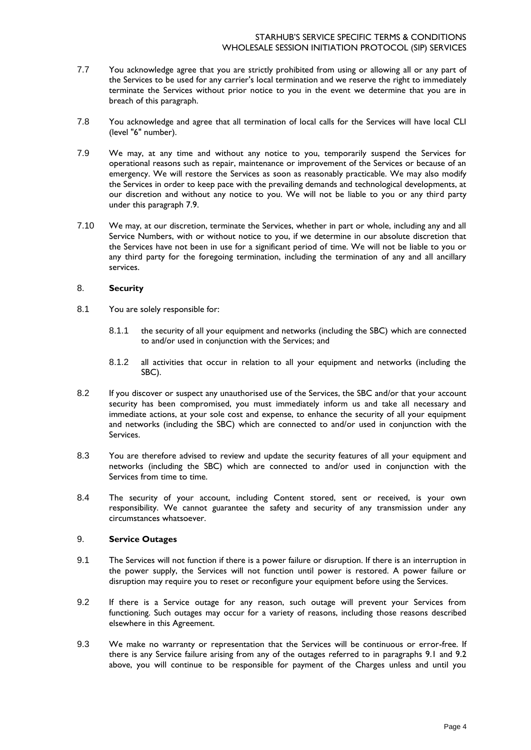7.7 You acknowledge agree that you are strictly prohibited from using or allowing all or any part of the Services to be used for any carrier's local termination and we reserve the right to immediately terminate the Services without prior notice to you in the event we determine that you are in breach of this paragraph.

7.8 You acknowledge and agree that all termination of local calls for the Services will have local CLI (level "6" number).

7.9 We may, at any time and without any notice to you, temporarily suspend the Services for operational reasons such as repair, maintenance or improvement of the Services or because of an emergency. We will restore the Services as soon as reasonably practicable. We may also modify the Services in order to keep pace with the prevailing demands and technological developments, at our discretion and without any notice to you. We will not be liable to you or any third party under this paragraph 7.9.

7.10 We may, at our discretion, terminate the Services, whether in part or whole, including any and all Service Numbers, with or without notice to you, if we determine in our absolute discretion that the Services have not been in use for a significant period of time. We will not be liable to you or any third party for the foregoing termination, including the termination of any and all ancillary services.

## 8. **Security**

8.1 You are solely responsible for:

8.1.1 the security of all your equipment and networks (including the SBC) which are connected to and/or used in conjunction with the Services; and

8.1.2 all activities that occur in relation to all your equipment and networks (including the SBC).

8.2 If you discover or suspect any unauthorised use of the Services, the SBC and/or that your account security has been compromised, you must immediately inform us and take all necessary and immediate actions, at your sole cost and expense, to enhance the security of all your equipment and networks (including the SBC) which are connected to and/or used in conjunction with the Services.

8.3 You are therefore advised to review and update the security features of all your equipment and networks (including the SBC) which are connected to and/or used in conjunction with the Services from time to time.

8.4 The security of your account, including Content stored, sent or received, is your own responsibility. We cannot guarantee the safety and security of any transmission under any circumstances whatsoever.

## 9. **Service Outages**

9.1 The Services will not function if there is a power failure or disruption. If there is an interruption in the power supply, the Services will not function until power is restored. A power failure or disruption may require you to reset or reconfigure your equipment before using the Services.

9.2 If there is a Service outage for any reason, such outage will prevent your Services from functioning. Such outages may occur for a variety of reasons, including those reasons described elsewhere in this Agreement.

9.3 We make no warranty or representation that the Services will be continuous or error-free. If there is any Service failure arising from any of the outages referred to in paragraphs 9.1 and 9.2 above, you will continue to be responsible for payment of the Charges unless and until you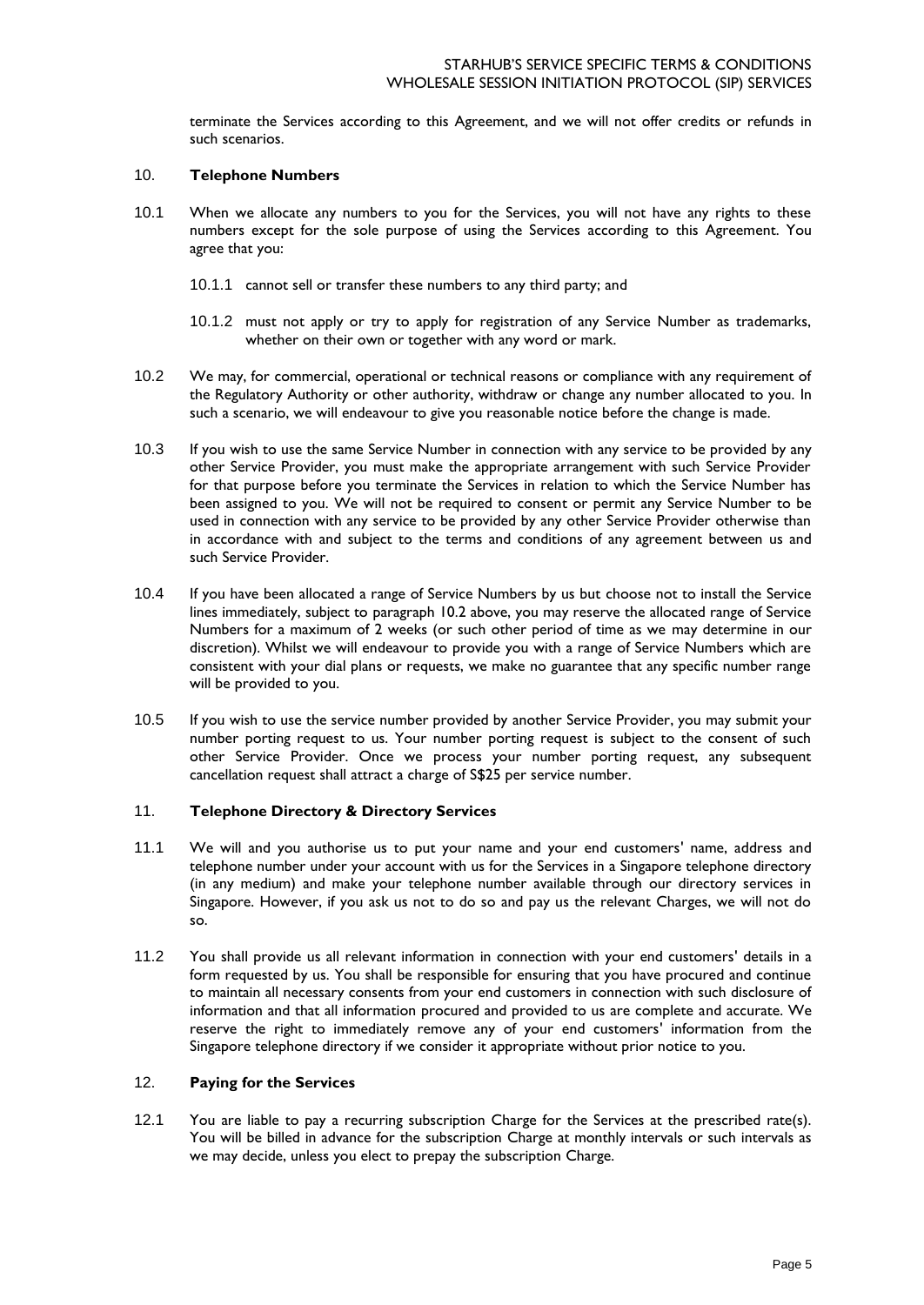terminate the Services according to this Agreement, and we will not offer credits or refunds in such scenarios.

## 10. Telephone Numbers

10.1 When we allocate any numbers to you for the Services, you will not have any rights to these numbers except for the sole purpose of using the Services according to this Agreement. You agree that you:

10.1.1 cannot sell or transfer these numbers to any third party; and

10.1.2 must not apply or try to apply for registration of any Service Number as trademarks, whether on their own or together with any word or mark.

10.2 We may, for commercial, operational or technical reasons or compliance with any requirement of the Regulatory Authority or other authority, withdraw or change any number allocated to you. In such a scenario, we will endeavour to give you reasonable notice before the change is made.

10.3 If you wish to use the same Service Number in connection with any service to be provided by any other Service Provider, you must make the appropriate arrangement with such Service Provider for that purpose before you terminate the Services in relation to which the Service Number has been assigned to you. We will not be required to consent or permit any Service Number to be used in connection with any service to be provided by any other Service Provider otherwise than in accordance with and subject to the terms and conditions of any agreement between us and such Service Provider.

10.4 If you have been allocated a range of Service Numbers by us but choose not to install the Service lines immediately, subject to paragraph 10.2 above, you may reserve the allocated range of Service Numbers for a maximum of 2 weeks (or such other period of time as we may determine in our discretion). Whilst we will endeavour to provide you with a range of Service Numbers which are consistent with your dial plans or requests, we make no guarantee that any specific number range will be provided to you.

10.5 If you wish to use the service number provided by another Service Provider, you may submit your number porting request to us. Your number porting request is subject to the consent of such other Service Provider. Once we process your number porting request, any subsequent cancellation request shall attract a charge of S$25 per service number.

## 11. Telephone Directory & Directory Services

11.1 We will and you authorise us to put your name and your end customers' name, address and telephone number under your account with us for the Services in a Singapore telephone directory (in any medium) and make your telephone number available through our directory services in Singapore. However, if you ask us not to do so and pay us the relevant Charges, we will not do so.

11.2 You shall provide us all relevant information in connection with your end customers' details in a form requested by us. You shall be responsible for ensuring that you have procured and continue to maintain all necessary consents from your end customers in connection with such disclosure of information and that all information procured and provided to us are complete and accurate. We reserve the right to immediately remove any of your end customers' information from the Singapore telephone directory if we consider it appropriate without prior notice to you.

## 12. Paying for the Services

12.1 You are liable to pay a recurring subscription Charge for the Services at the prescribed rate(s). You will be billed in advance for the subscription Charge at monthly intervals or such intervals as we may decide, unless you elect to prepay the subscription Charge.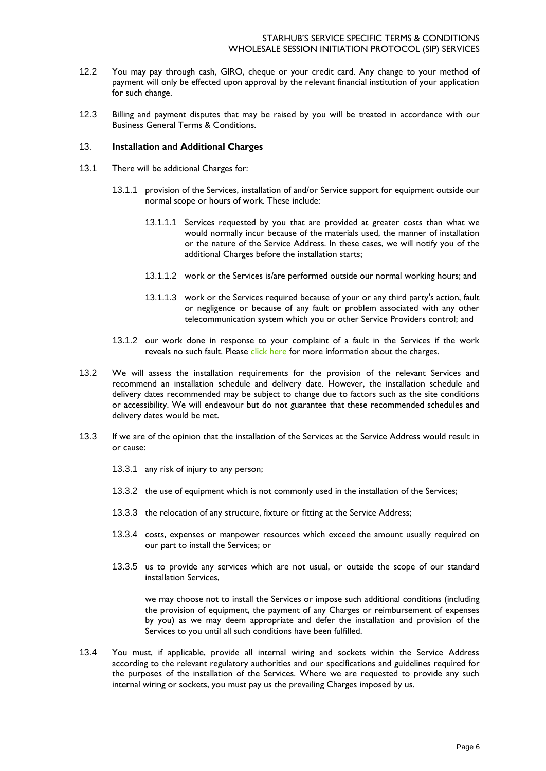12.2 You may pay through cash, GIRO, cheque or your credit card. Any change to your method of payment will only be effected upon approval by the relevant financial institution of your application for such change.

12.3 Billing and payment disputes that may be raised by you will be treated in accordance with our Business General Terms & Conditions.

## 13. Installation and Additional Charges

13.1 There will be additional Charges for:

13.1.1 provision of the Services, installation of and/or Service support for equipment outside our normal scope or hours of work. These include:

13.1.1.1 Services requested by you that are provided at greater costs than what we would normally incur because of the materials used, the manner of installation or the nature of the Service Address. In these cases, we will notify you of the additional Charges before the installation starts;

13.1.1.2 work or the Services is/are performed outside our normal working hours; and

13.1.1.3 work or the Services required because of your or any third party's action, fault or negligence or because of any fault or problem associated with any other telecommunication system which you or other Service Providers control; and

13.1.2 our work done in response to your complaint of a fault in the Services if the work reveals no such fault. Please click here for more information about the charges.

13.2 We will assess the installation requirements for the provision of the relevant Services and recommend an installation schedule and delivery date. However, the installation schedule and delivery dates recommended may be subject to change due to factors such as the site conditions or accessibility. We will endeavour but do not guarantee that these recommended schedules and delivery dates would be met.

13.3 If we are of the opinion that the installation of the Services at the Service Address would result in or cause:

13.3.1 any risk of injury to any person;

13.3.2 the use of equipment which is not commonly used in the installation of the Services;

13.3.3 the relocation of any structure, fixture or fitting at the Service Address;

13.3.4 costs, expenses or manpower resources which exceed the amount usually required on our part to install the Services; or

13.3.5 us to provide any services which are not usual, or outside the scope of our standard installation Services,

we may choose not to install the Services or impose such additional conditions (including the provision of equipment, the payment of any Charges or reimbursement of expenses by you) as we may deem appropriate and defer the installation and provision of the Services to you until all such conditions have been fulfilled.

13.4 You must, if applicable, provide all internal wiring and sockets within the Service Address according to the relevant regulatory authorities and our specifications and guidelines required for the purposes of the installation of the Services. Where we are requested to provide any such internal wiring or sockets, you must pay us the prevailing Charges imposed by us.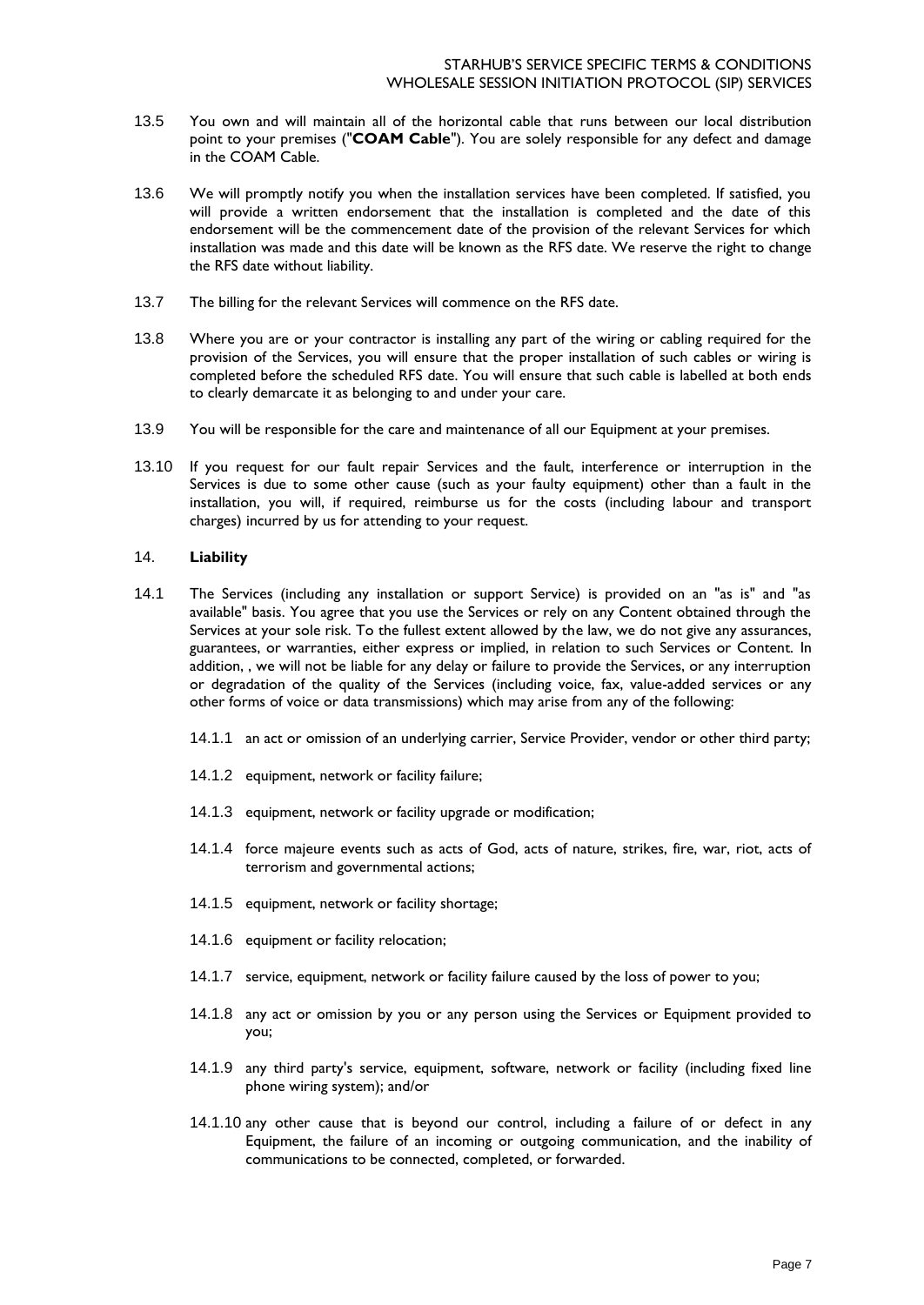13.5 You own and will maintain all of the horizontal cable that runs between our local distribution point to your premises ("**COAM Cable**"). You are solely responsible for any defect and damage in the COAM Cable.

13.6 We will promptly notify you when the installation services have been completed. If satisfied, you will provide a written endorsement that the installation is completed and the date of this endorsement will be the commencement date of the provision of the relevant Services for which installation was made and this date will be known as the RFS date. We reserve the right to change the RFS date without liability.

13.7 The billing for the relevant Services will commence on the RFS date.

13.8 Where you are or your contractor is installing any part of the wiring or cabling required for the provision of the Services, you will ensure that the proper installation of such cables or wiring is completed before the scheduled RFS date. You will ensure that such cable is labelled at both ends to clearly demarcate it as belonging to and under your care.

13.9 You will be responsible for the care and maintenance of all our Equipment at your premises.

13.10 If you request for our fault repair Services and the fault, interference or interruption in the Services is due to some other cause (such as your faulty equipment) other than a fault in the installation, you will, if required, reimburse us for the costs (including labour and transport charges) incurred by us for attending to your request.

## 14. **Liability**

14.1 The Services (including any installation or support Service) is provided on an "as is" and "as available" basis. You agree that you use the Services or rely on any Content obtained through the Services at your sole risk. To the fullest extent allowed by the law, we do not give any assurances, guarantees, or warranties, either express or implied, in relation to such Services or Content. In addition, , we will not be liable for any delay or failure to provide the Services, or any interruption or degradation of the quality of the Services (including voice, fax, value-added services or any other forms of voice or data transmissions) which may arise from any of the following:

14.1.1 an act or omission of an underlying carrier, Service Provider, vendor or other third party;

14.1.2 equipment, network or facility failure;

14.1.3 equipment, network or facility upgrade or modification;

14.1.4 force majeure events such as acts of God, acts of nature, strikes, fire, war, riot, acts of terrorism and governmental actions;

14.1.5 equipment, network or facility shortage;

14.1.6 equipment or facility relocation;

14.1.7 service, equipment, network or facility failure caused by the loss of power to you;

14.1.8 any act or omission by you or any person using the Services or Equipment provided to you;

14.1.9 any third party's service, equipment, software, network or facility (including fixed line phone wiring system); and/or

14.1.10 any other cause that is beyond our control, including a failure of or defect in any Equipment, the failure of an incoming or outgoing communication, and the inability of communications to be connected, completed, or forwarded.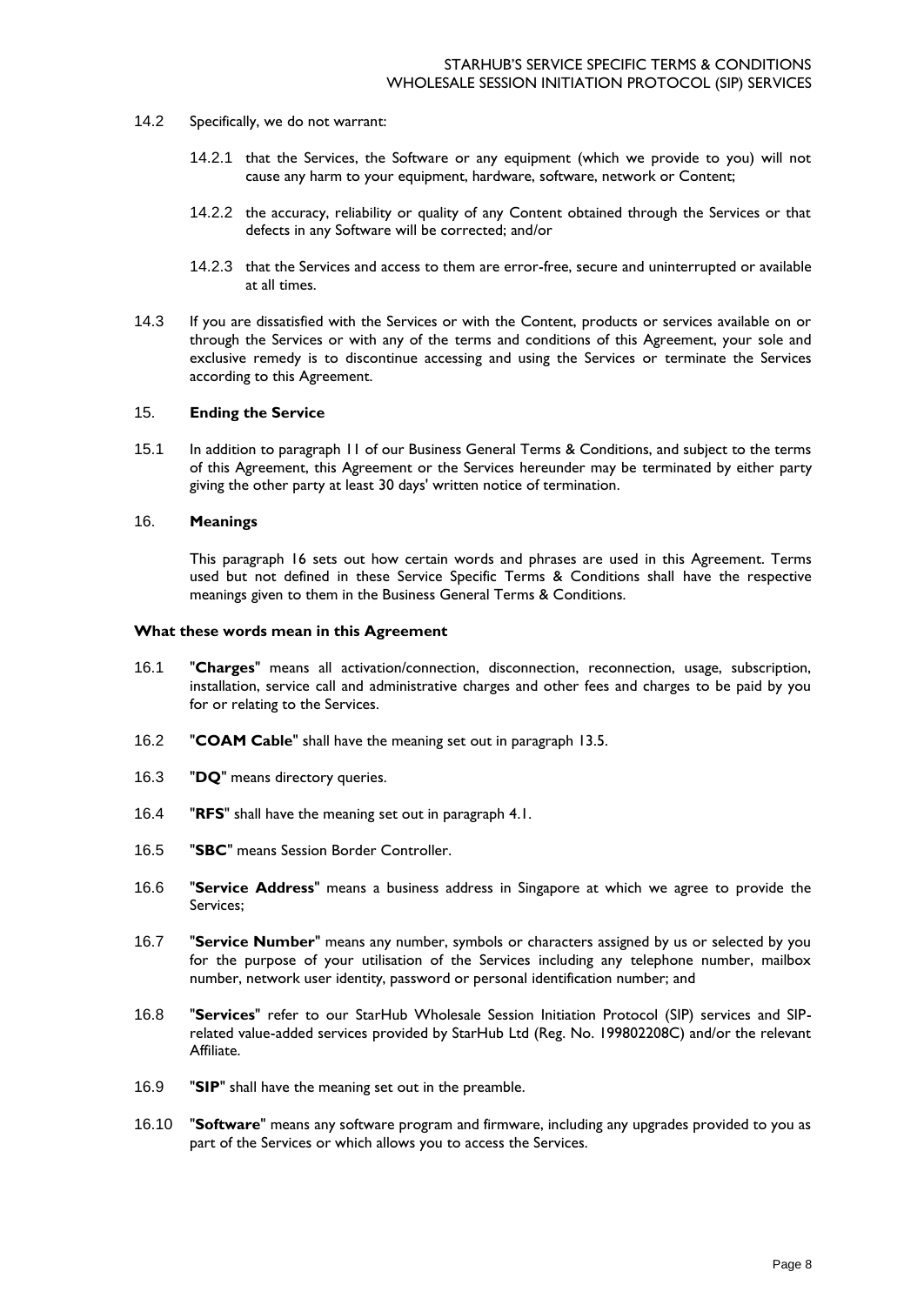14.2 Specifically, we do not warrant:

14.2.1 that the Services, the Software or any equipment (which we provide to you) will not cause any harm to your equipment, hardware, software, network or Content;

14.2.2 the accuracy, reliability or quality of any Content obtained through the Services or that defects in any Software will be corrected; and/or

14.2.3 that the Services and access to them are error-free, secure and uninterrupted or available at all times.

14.3 If you are dissatisfied with the Services or with the Content, products or services available on or through the Services or with any of the terms and conditions of this Agreement, your sole and exclusive remedy is to discontinue accessing and using the Services or terminate the Services according to this Agreement.

## 15. Ending the Service

15.1 In addition to paragraph 11 of our Business General Terms & Conditions, and subject to the terms of this Agreement, this Agreement or the Services hereunder may be terminated by either party giving the other party at least 30 days' written notice of termination.

## 16. Meanings

This paragraph 16 sets out how certain words and phrases are used in this Agreement. Terms used but not defined in these Service Specific Terms & Conditions shall have the respective meanings given to them in the Business General Terms & Conditions.

### What these words mean in this Agreement

16.1 "**Charges**" means all activation/connection, disconnection, reconnection, usage, subscription, installation, service call and administrative charges and other fees and charges to be paid by you for or relating to the Services.

16.2 "**COAM Cable**" shall have the meaning set out in paragraph 13.5.

16.3 "**DQ**" means directory queries.

16.4 "**RFS**" shall have the meaning set out in paragraph 4.1.

16.5 "**SBC**" means Session Border Controller.

16.6 "**Service Address**" means a business address in Singapore at which we agree to provide the Services;

16.7 "**Service Number**" means any number, symbols or characters assigned by us or selected by you for the purpose of your utilisation of the Services including any telephone number, mailbox number, network user identity, password or personal identification number; and

16.8 "**Services**" refer to our StarHub Wholesale Session Initiation Protocol (SIP) services and SIP-related value-added services provided by StarHub Ltd (Reg. No. 199802208C) and/or the relevant Affiliate.

16.9 "**SIP**" shall have the meaning set out in the preamble.

16.10 "**Software**" means any software program and firmware, including any upgrades provided to you as part of the Services or which allows you to access the Services.